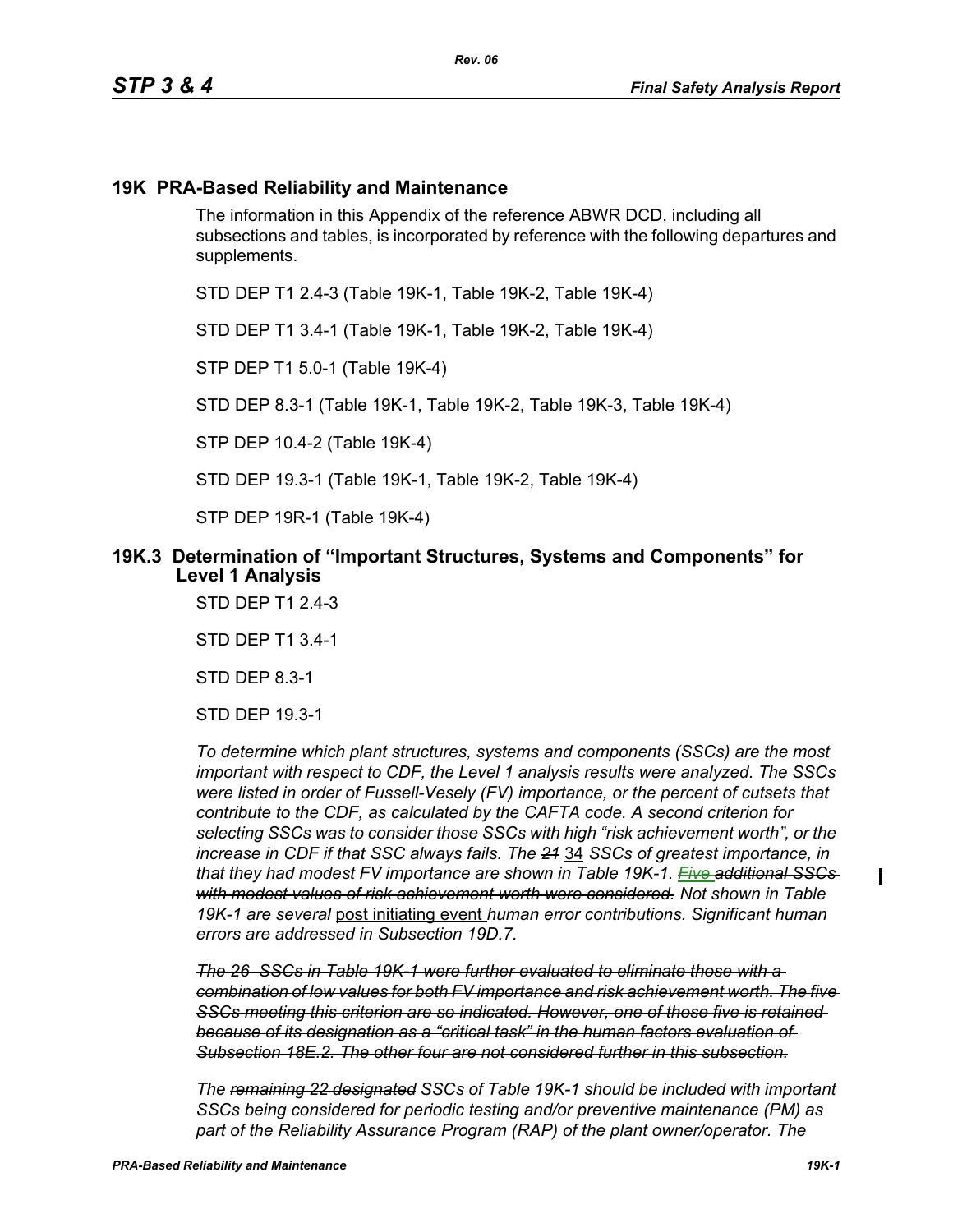# 19K PRA-Based Reliability and Maintenance

The information in this Appendix of the reference ABWR DCD, including all subsections and tables, is incorporated by reference with the following departures and supplements.

STD DEP T1 2.4-3 (Table 19K-1, Table 19K-2, Table 19K-4)

STD DEP T1 3.4-1 (Table 19K-1, Table 19K-2, Table 19K-4)

STP DEP T1 5.0-1 (Table 19K-4)

STD DEP 8.3-1 (Table 19K-1, Table 19K-2, Table 19K-3, Table 19K-4)

STP DEP 10.4-2 (Table 19K-4)

STD DEP 19.3-1 (Table 19K-1, Table 19K-2, Table 19K-4)

STP DEP 19R-1 (Table 19K-4)

## 19K.3 Determination of "Important Structures, Systems and Components" for Level 1 Analysis

STD DEP T1 2.4-3

STD DEP T1 3.4-1

STD DEP 8.3-1

STD DEP 19.3-1

*To determine which plant structures, systems and components (SSCs) are the most important with respect to CDF, the Level 1 analysis results were analyzed. The SSCs were listed in order of Fussell-Vesely (FV) importance, or the percent of cutsets that contribute to the CDF, as calculated by the CAFTA code. A second criterion for selecting SSCs was to consider those SSCs with high "risk achievement worth", or the increase in CDF if that SSC always fails. The ~~21~~* 34 *SSCs of greatest importance, in that they had modest FV importance are shown in Table 19K-1. ~~Five additional SSCs with modest values of risk achievement worth were considered.~~ Not shown in Table 19K-1 are several* post initiating event *human error contributions. Significant human errors are addressed in Subsection 19D.7.*

*~~The 26 SSCs in Table 19K-1 were further evaluated to eliminate those with a combination of low values for both FV importance and risk achievement worth. The five SSCs meeting this criterion are so indicated. However, one of those five is retained because of its designation as a "critical task" in the human factors evaluation of Subsection 18E.2. The other four are not considered further in this subsection.~~*

*The ~~remaining 22 designated~~ SSCs of Table 19K-1 should be included with important SSCs being considered for periodic testing and/or preventive maintenance (PM) as part of the Reliability Assurance Program (RAP) of the plant owner/operator. The*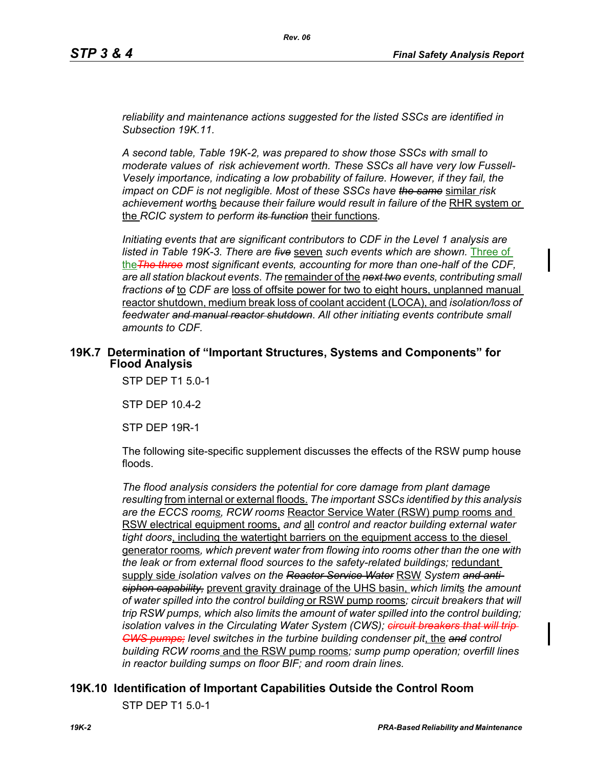*reliability and maintenance actions suggested for the listed SSCs are identified in Subsection 19K.11.*

*A second table, Table 19K-2, was prepared to show those SSCs with small to moderate values of risk achievement worth. These SSCs all have very low Fussell-Vesely importance, indicating a low probability of failure. However, if they fail, the impact on CDF is not negligible. Most of these SSCs have ~~the same~~* similar *risk achievement worth*s *because their failure would result in failure of the* RHR system or the *RCIC system to perform ~~its function~~* their functions.

*Initiating events that are significant contributors to CDF in the Level 1 analysis are listed in Table 19K-3. There are ~~five~~* seven *such events which are shown.* Three of the~~The three~~ *most significant events, accounting for more than one-half of the CDF, are all station blackout events. The* remainder of the *~~next two~~ events, contributing small fractions ~~of~~* to *CDF are* loss of offsite power for two to eight hours, unplanned manual reactor shutdown, medium break loss of coolant accident (LOCA), and *isolation/loss of feedwater ~~and manual reactor shutdown~~. All other initiating events contribute small amounts to CDF.*

## 19K.7 Determination of "Important Structures, Systems and Components" for Flood Analysis

STP DEP T1 5.0-1

STP DEP 10.4-2

STP DEP 19R-1

The following site-specific supplement discusses the effects of the RSW pump house floods.

*The flood analysis considers the potential for core damage from plant damage resulting* from internal or external floods. *The important SSCs identified by this analysis are the ECCS rooms, RCW rooms* Reactor Service Water (RSW) pump rooms and RSW electrical equipment rooms, *and* all *control and reactor building external water tight doors*, including the watertight barriers on the equipment access to the diesel generator rooms*, which prevent water from flowing into rooms other than the one with the leak or from external flood sources to the safety-related buildings;* redundant supply side *isolation valves on the ~~Reactor Service Water~~* RSW *System ~~and anti-siphon capability,~~* prevent gravity drainage of the UHS basin, *which limit*s *the amount of water spilled into the control building* or RSW pump rooms*; circuit breakers that will trip RSW pumps, which also limits the amount of water spilled into the control building; isolation valves in the Circulating Water System (CWS); ~~circuit breakers that will trip CWS pumps;~~ level switches in the turbine building condenser pit*, the *~~and~~ control building RCW rooms* and the RSW pump rooms*; sump pump operation; overfill lines in reactor building sumps on floor BIF; and room drain lines.*

## 19K.10 Identification of Important Capabilities Outside the Control Room

STP DEP T1 5.0-1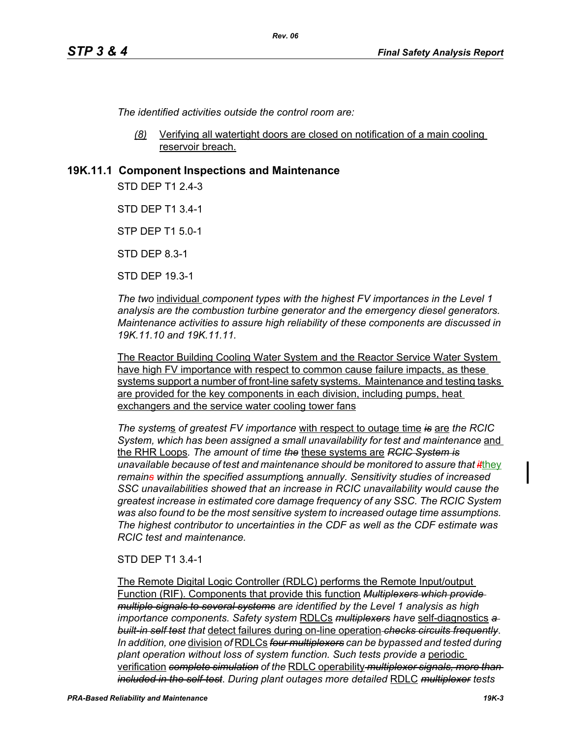*The identified activities outside the control room are:*

*(8)* Verifying all watertight doors are closed on notification of a main cooling reservoir breach.

## 19K.11.1 Component Inspections and Maintenance

STD DEP T1 2.4-3

STD DEP T1 3.4-1

STP DEP T1 5.0-1

STD DEP 8.3-1

STD DEP 19.3-1

*The two* individual *component types with the highest FV importances in the Level 1 analysis are the combustion turbine generator and the emergency diesel generators. Maintenance activities to assure high reliability of these components are discussed in 19K.11.10 and 19K.11.11.*

The Reactor Building Cooling Water System and the Reactor Service Water System have high FV importance with respect to common cause failure impacts, as these systems support a number of front-line safety systems. Maintenance and testing tasks are provided for the key components in each division, including pumps, heat exchangers and the service water cooling tower fans

*The system*s *of greatest FV importance* with respect to outage time ~~*is*~~ are *the RCIC System, which has been assigned a small unavailability for test and maintenance* and the RHR Loops*. The amount of time* ~~*the*~~ these systems are ~~*RCIC System is*~~ *unavailable because of test and maintenance should be monitored to assure that* ~~*it*~~they *remain*~~*s*~~ *within the specified assumption*s *annually. Sensitivity studies of increased SSC unavailabilities showed that an increase in RCIC unavailability would cause the greatest increase in estimated core damage frequency of any SSC. The RCIC System was also found to be the most sensitive system to increased outage time assumptions. The highest contributor to uncertainties in the CDF as well as the CDF estimate was RCIC test and maintenance.*

STD DEP T1 3.4-1

The Remote Digital Logic Controller (RDLC) performs the Remote Input/output Function (RIF). Components that provide this function ~~*Multiplexers which provide multiple signals to several systems*~~ *are identified by the Level 1 analysis as high importance components. Safety system* RDLCs ~~*multiplexers*~~ *have* self-diagnostics ~~*a built-in self test*~~ *that* detect failures during on-line operation ~~*checks circuits frequently*~~*. In addition, one* division *of* RDLCs ~~*four multiplexers*~~ *can be bypassed and tested during plant operation without loss of system function. Such tests provide a* periodic verification ~~*complete simulation*~~ *of the* RDLC operability ~~*multiplexer signals, more than included in the self-test*~~*. During plant outages more detailed* RDLC ~~*multiplexer*~~ *tests*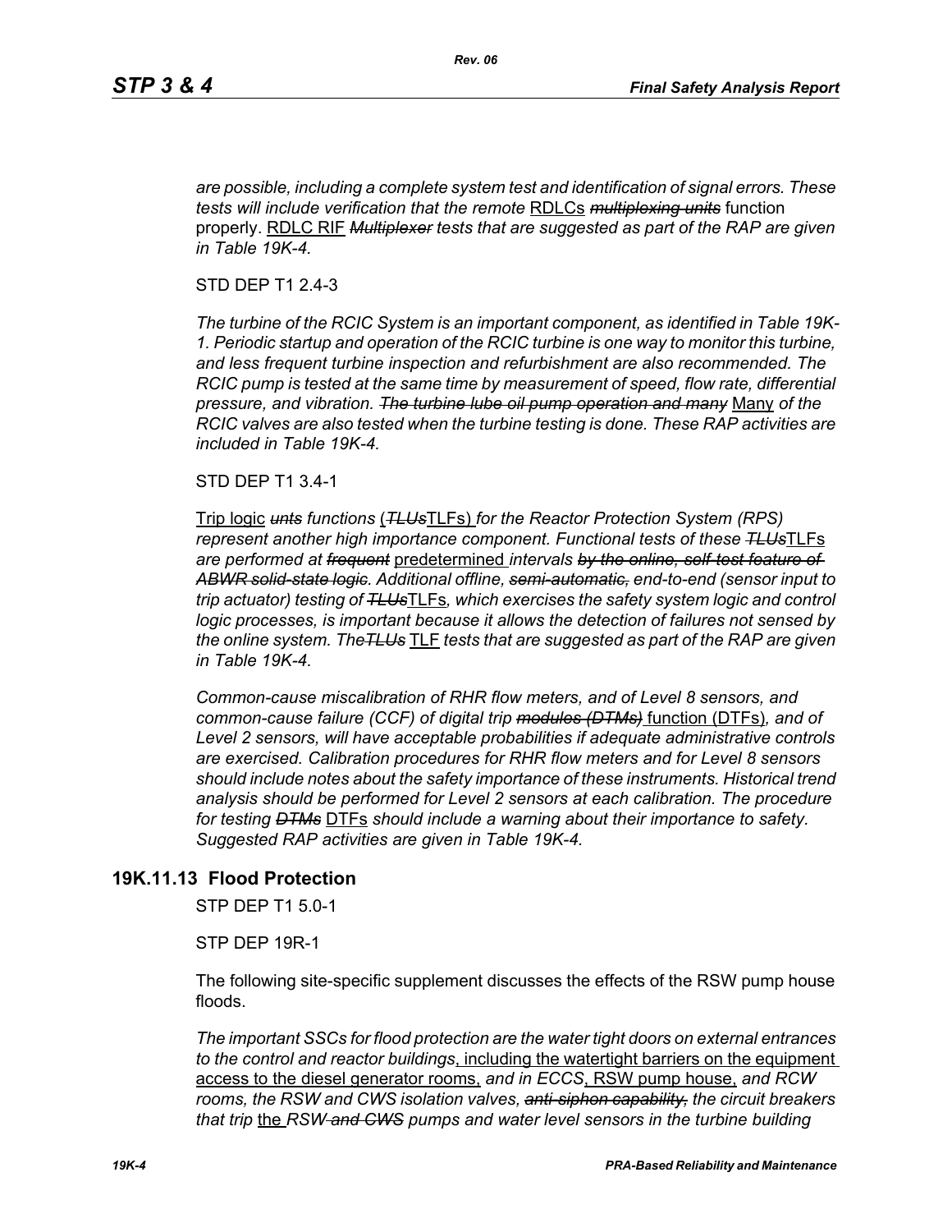*are possible, including a complete system test and identification of signal errors. These tests will include verification that the remote* RDLCs ~~*multiplexing units*~~ function properly. RDLC RIF ~~*Multiplexer*~~ *tests that are suggested as part of the RAP are given in Table 19K-4.*

STD DEP T1 2.4-3

*The turbine of the RCIC System is an important component, as identified in Table 19K-1. Periodic startup and operation of the RCIC turbine is one way to monitor this turbine, and less frequent turbine inspection and refurbishment are also recommended. The RCIC pump is tested at the same time by measurement of speed, flow rate, differential pressure, and vibration.* ~~*The turbine lube oil pump operation and many*~~ Many *of the RCIC valves are also tested when the turbine testing is done. These RAP activities are included in Table 19K-4.*

STD DEP T1 3.4-1

Trip logic ~~*unts*~~ *functions* (~~*TLUs*~~TLFs) *for the Reactor Protection System (RPS) represent another high importance component. Functional tests of these* ~~*TLUs*~~TLFs *are performed at* ~~*frequent*~~ predetermined *intervals* ~~*by the online, self-test feature of ABWR solid-state logic*~~*. Additional offline,* ~~*semi-automatic,*~~ *end-to-end (sensor input to trip actuator) testing of* ~~*TLUs*~~TLFs*, which exercises the safety system logic and control logic processes, is important because it allows the detection of failures not sensed by the online system. The*~~*TLUs*~~ TLF *tests that are suggested as part of the RAP are given in Table 19K-4.*

*Common-cause miscalibration of RHR flow meters, and of Level 8 sensors, and common-cause failure (CCF) of digital trip* ~~*modules (DTMs)*~~ function (DTFs)*, and of Level 2 sensors, will have acceptable probabilities if adequate administrative controls are exercised. Calibration procedures for RHR flow meters and for Level 8 sensors should include notes about the safety importance of these instruments. Historical trend analysis should be performed for Level 2 sensors at each calibration. The procedure for testing* ~~*DTMs*~~ DTFs *should include a warning about their importance to safety. Suggested RAP activities are given in Table 19K-4.*

## 19K.11.13 Flood Protection

STP DEP T1 5.0-1

STP DEP 19R-1

The following site-specific supplement discusses the effects of the RSW pump house floods.

*The important SSCs for flood protection are the water tight doors on external entrances to the control and reactor buildings*, including the watertight barriers on the equipment access to the diesel generator rooms, *and in ECCS*, RSW pump house, *and RCW rooms, the RSW and CWS isolation valves,* ~~*anti-siphon capability,*~~ *the circuit breakers that trip* the *RSW* ~~*and CWS*~~ *pumps and water level sensors in the turbine building*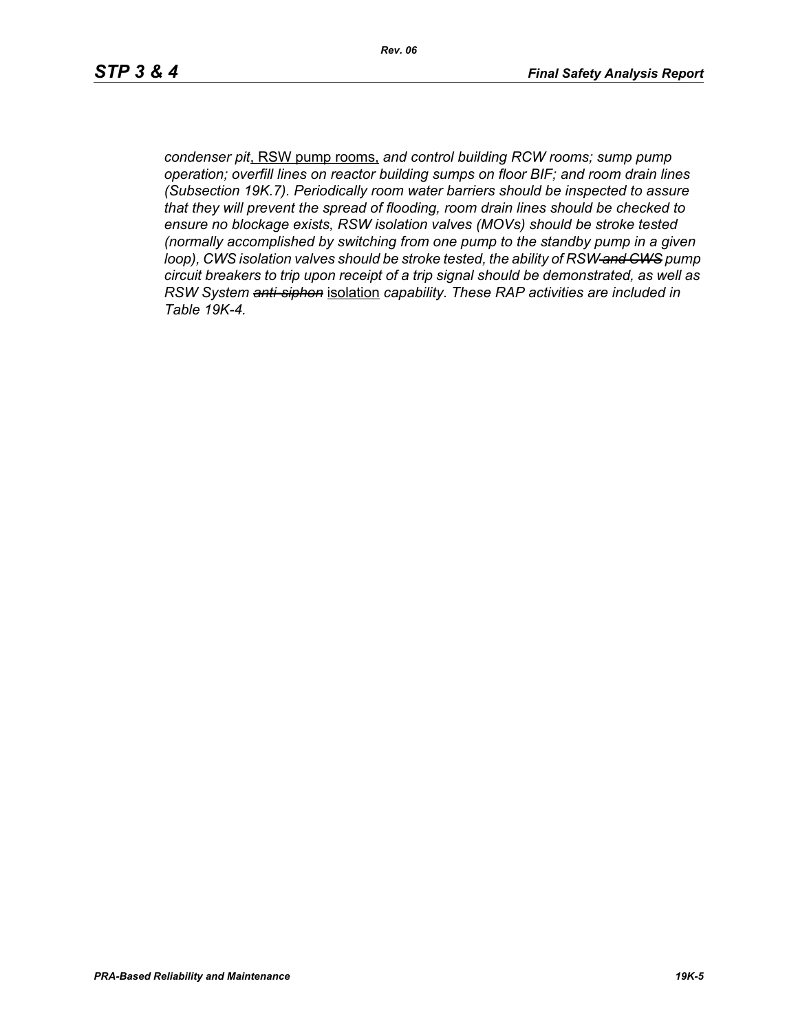*condenser pit*, RSW pump rooms, *and control building RCW rooms; sump pump operation; overfill lines on reactor building sumps on floor BIF; and room drain lines (Subsection 19K.7). Periodically room water barriers should be inspected to assure that they will prevent the spread of flooding, room drain lines should be checked to ensure no blockage exists, RSW isolation valves (MOVs) should be stroke tested (normally accomplished by switching from one pump to the standby pump in a given loop), CWS isolation valves should be stroke tested, the ability of RSW ~~and CWS~~ pump circuit breakers to trip upon receipt of a trip signal should be demonstrated, as well as RSW System ~~anti-siphon~~* isolation *capability. These RAP activities are included in Table 19K-4.*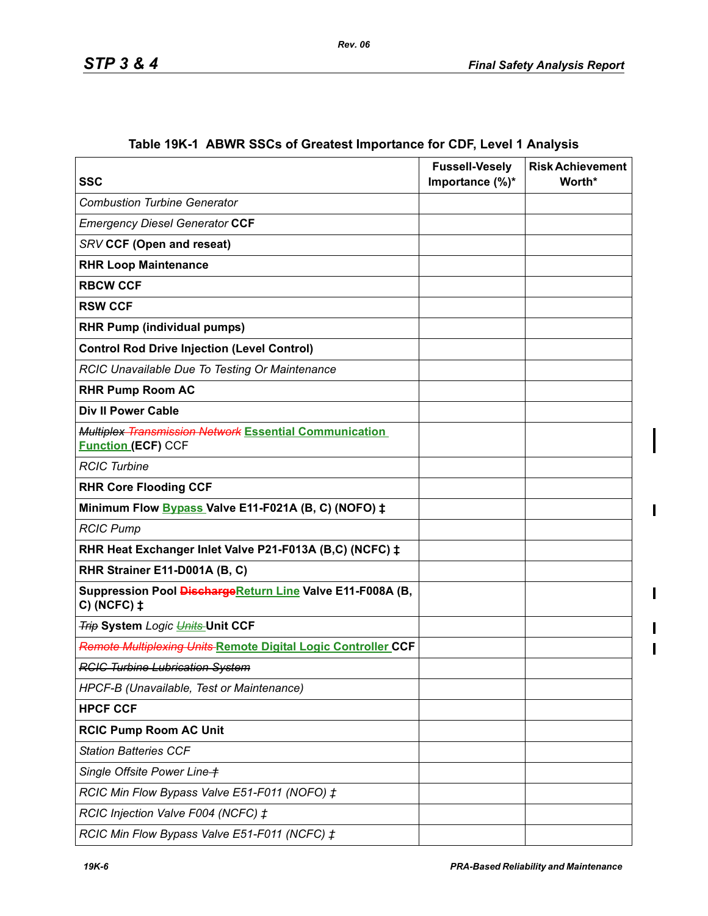**Table 19K-1 ABWR SSCs of Greatest Importance for CDF, Level 1 Analysis**

| SSC | Fussell-Vesely Importance (%)* | Risk Achievement Worth* |
|---|---|---|
| *Combustion Turbine Generator* | | |
| *Emergency Diesel Generator* **CCF** | | |
| *SRV* **CCF (Open and reseat)** | | |
| **RHR Loop Maintenance** | | |
| **RBCW CCF** | | |
| **RSW CCF** | | |
| **RHR Pump (individual pumps)** | | |
| **Control Rod Drive Injection (Level Control)** | | |
| *RCIC Unavailable Due To Testing Or Maintenance* | | |
| **RHR Pump Room AC** | | |
| **Div II Power Cable** | | |
| ~~*Multiplex*~~ ~~*Transmission Network*~~ **Essential Communication Function** (**ECF**) CCF | | |
| *RCIC Turbine* | | |
| **RHR Core Flooding CCF** | | |
| **Minimum Flow Bypass Valve E11-F021A (B, C) (NOFO) ‡** | | |
| *RCIC Pump* | | |
| **RHR Heat Exchanger Inlet Valve P21-F013A (B,C) (NCFC) ‡** | | |
| **RHR Strainer E11-D001A (B, C)** | | |
| **Suppression Pool ~~Discharge~~Return Line Valve E11-F008A (B, C) (NCFC) ‡** | | |
| ~~*Trip*~~ **System** *Logic* ~~*Units*~~ **Unit CCF** | | |
| ~~*Remote Multiplexing Units*~~ **Remote Digital Logic Controller CCF** | | |
| ~~*RCIC Turbine Lubrication System*~~ | | |
| *HPCF-B (Unavailable, Test or Maintenance)* | | |
| **HPCF CCF** | | |
| **RCIC Pump Room AC Unit** | | |
| *Station Batteries CCF* | | |
| *Single Offsite Power Line* ~~‡~~ | | |
| *RCIC Min Flow Bypass Valve E51-F011 (NOFO) ‡* | | |
| *RCIC Injection Valve F004 (NCFC) ‡* | | |
| *RCIC Min Flow Bypass Valve E51-F011 (NCFC) ‡* | | |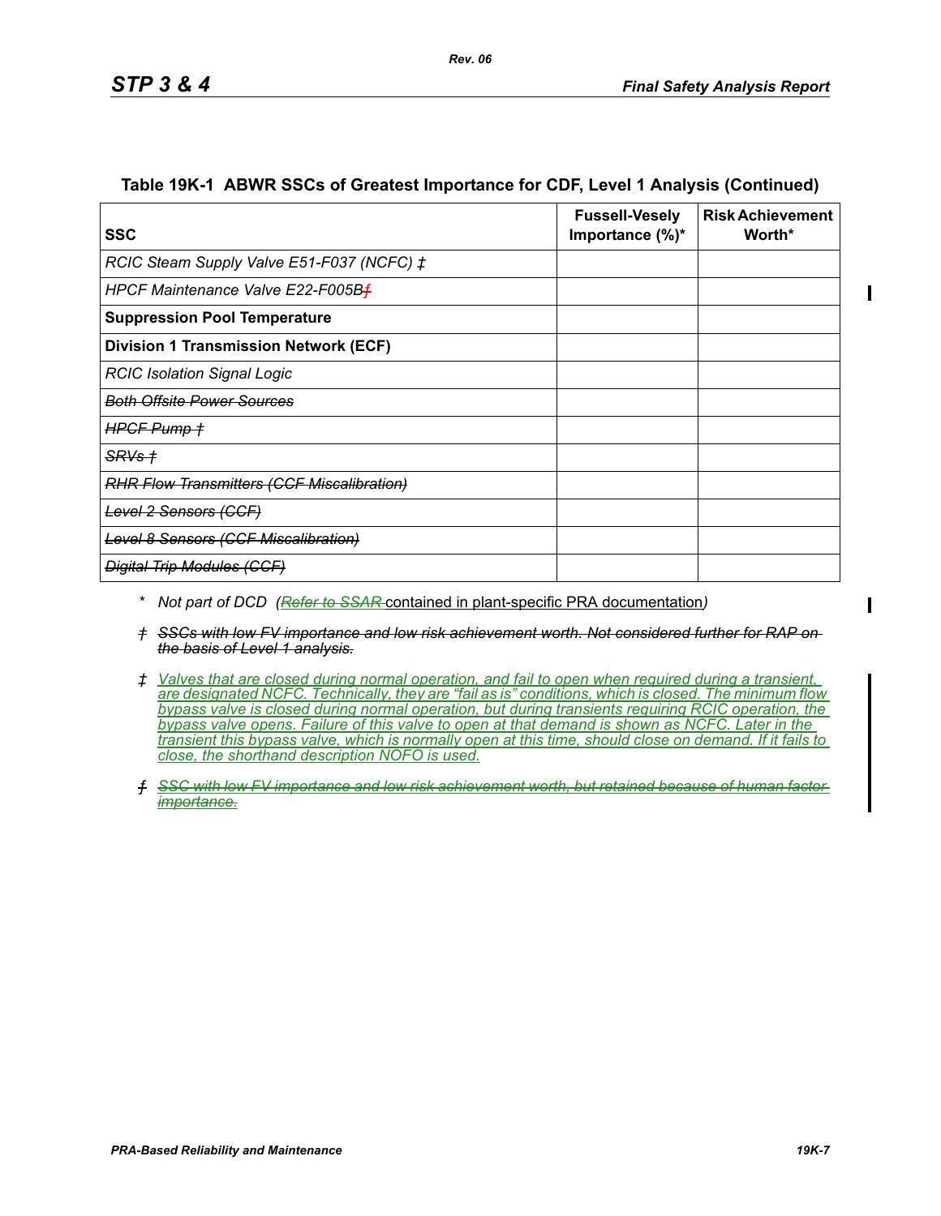**Table 19K-1 ABWR SSCs of Greatest Importance for CDF, Level 1 Analysis (Continued)**

| SSC | Fussell-Vesely Importance (%)* | Risk Achievement Worth* |
|---|---|---|
| *RCIC Steam Supply Valve E51-F037 (NCFC) ‡* | | |
| *HPCF Maintenance Valve E22-F005B~~ƒ~~* | | |
| **Suppression Pool Temperature** | | |
| **Division 1 Transmission Network (ECF)** | | |
| *RCIC Isolation Signal Logic* | | |
| ~~*Both Offsite Power Sources*~~ | | |
| ~~*HPCF Pump †*~~ | | |
| ~~*SRVs †*~~ | | |
| ~~*RHR Flow Transmitters (CCF Miscalibration)*~~ | | |
| ~~*Level 2 Sensors (CCF)*~~ | | |
| ~~*Level 8 Sensors (CCF Miscalibration)*~~ | | |
| ~~*Digital Trip Modules (CCF)*~~ | | |

\* *Not part of DCD (~~Refer to SSAR~~ contained in plant-specific PRA documentation)*

~~*† SSCs with low FV importance and low risk achievement worth. Not considered further for RAP on the basis of Level 1 analysis.*~~

*‡ Valves that are closed during normal operation, and fail to open when required during a transient, are designated NCFC. Technically, they are "fail as is" conditions, which is closed. The minimum flow bypass valve is closed during normal operation, but during transients requiring RCIC operation, the bypass valve opens. Failure of this valve to open at that demand is shown as NCFC. Later in the transient this bypass valve, which is normally open at this time, should close on demand. If it fails to close, the shorthand description NOFO is used.*

~~*ƒ SSC with low FV importance and low risk achievement worth, but retained because of human factor importance.*~~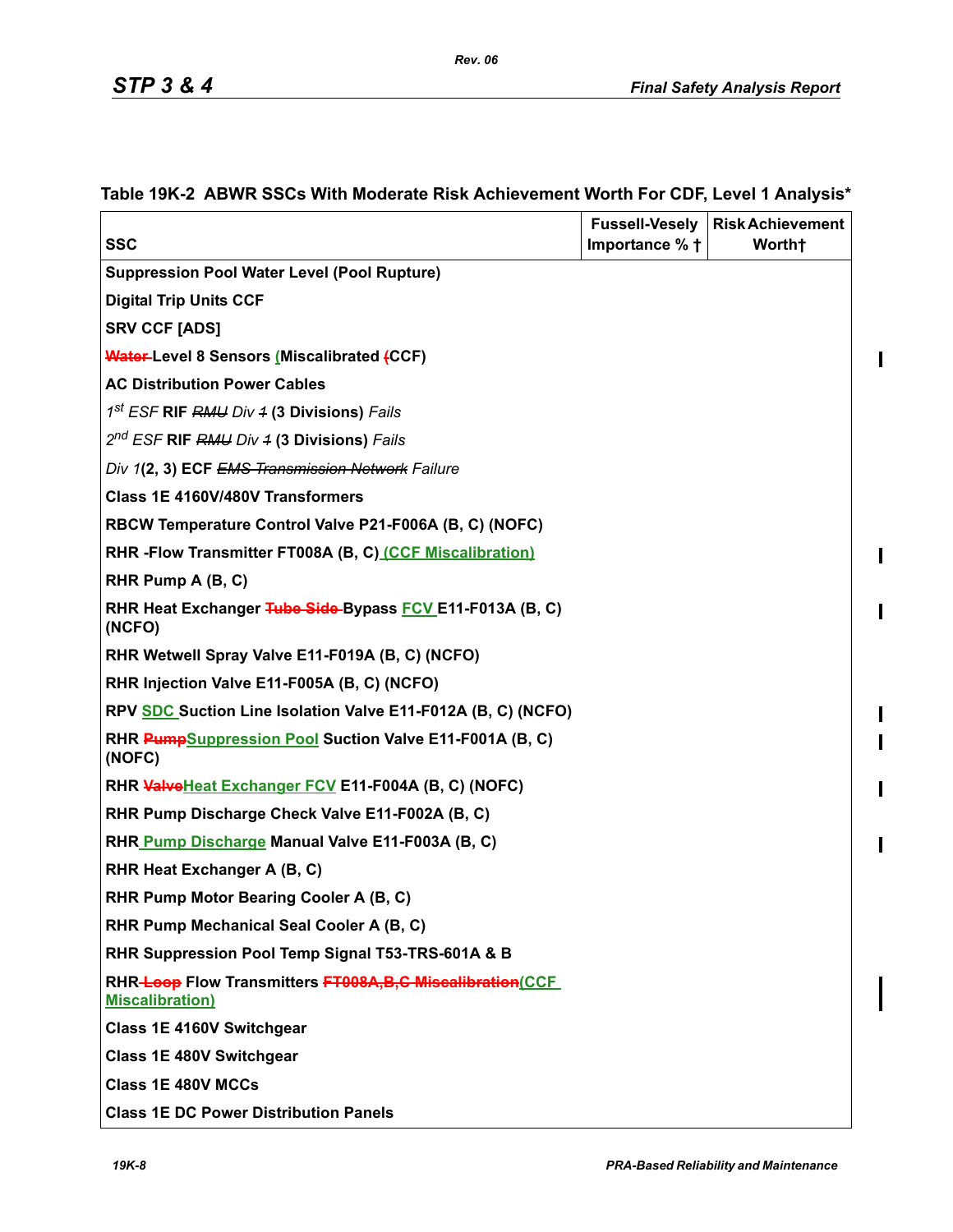## Table 19K-2 ABWR SSCs With Moderate Risk Achievement Worth For CDF, Level 1 Analysis*

| SSC | Fussell-Vesely Importance % † | Risk Achievement Worth† |
|---|---|---|
| **Suppression Pool Water Level (Pool Rupture)** | | |
| **Digital Trip Units CCF** | | |
| **SRV CCF [ADS]** | | |
| ~~**Water**~~ **Level 8 Sensors** <u>**(**</u>**Miscalibrated** ~~**(**~~**CCF)** | | |
| **AC Distribution Power Cables** | | |
| *1st ESF* **RIF** ~~*RMU*~~ *Div* ~~*1*~~ **(3 Divisions)** *Fails* | | |
| *2nd ESF* **RIF** ~~*RMU*~~ *Div* ~~*1*~~ **(3 Divisions)** *Fails* | | |
| *Div 1***(2, 3) ECF** ~~*EMS Transmission Network*~~ *Failure* | | |
| **Class 1E 4160V/480V Transformers** | | |
| **RBCW Temperature Control Valve P21-F006A (B, C) (NOFC)** | | |
| **RHR -Flow Transmitter FT008A (B, C)** <u>**(CCF Miscalibration)**</u> | | |
| **RHR Pump A (B, C)** | | |
| **RHR Heat Exchanger** ~~**Tube Side**~~ **Bypass** <u>**FCV**</u> **E11-F013A (B, C) (NCFO)** | | |
| **RHR Wetwell Spray Valve E11-F019A (B, C) (NCFO)** | | |
| **RHR Injection Valve E11-F005A (B, C) (NCFO)** | | |
| **RPV** <u>**SDC**</u> **Suction Line Isolation Valve E11-F012A (B, C) (NCFO)** | | |
| **RHR** ~~**Pump**~~<u>**Suppression Pool**</u> **Suction Valve E11-F001A (B, C) (NOFC)** | | |
| **RHR** ~~**Valve**~~<u>**Heat Exchanger FCV**</u> **E11-F004A (B, C) (NOFC)** | | |
| **RHR Pump Discharge Check Valve E11-F002A (B, C)** | | |
| **RHR** <u>**Pump Discharge**</u> **Manual Valve E11-F003A (B, C)** | | |
| **RHR Heat Exchanger A (B, C)** | | |
| **RHR Pump Motor Bearing Cooler A (B, C)** | | |
| **RHR Pump Mechanical Seal Cooler A (B, C)** | | |
| **RHR Suppression Pool Temp Signal T53-TRS-601A & B** | | |
| **RHR** ~~**Loop**~~ **Flow Transmitters** ~~**FT008A,B,C Miscalibration**~~<u>**(CCF Miscalibration)**</u> | | |
| **Class 1E 4160V Switchgear** | | |
| **Class 1E 480V Switchgear** | | |
| **Class 1E 480V MCCs** | | |
| **Class 1E DC Power Distribution Panels** | | |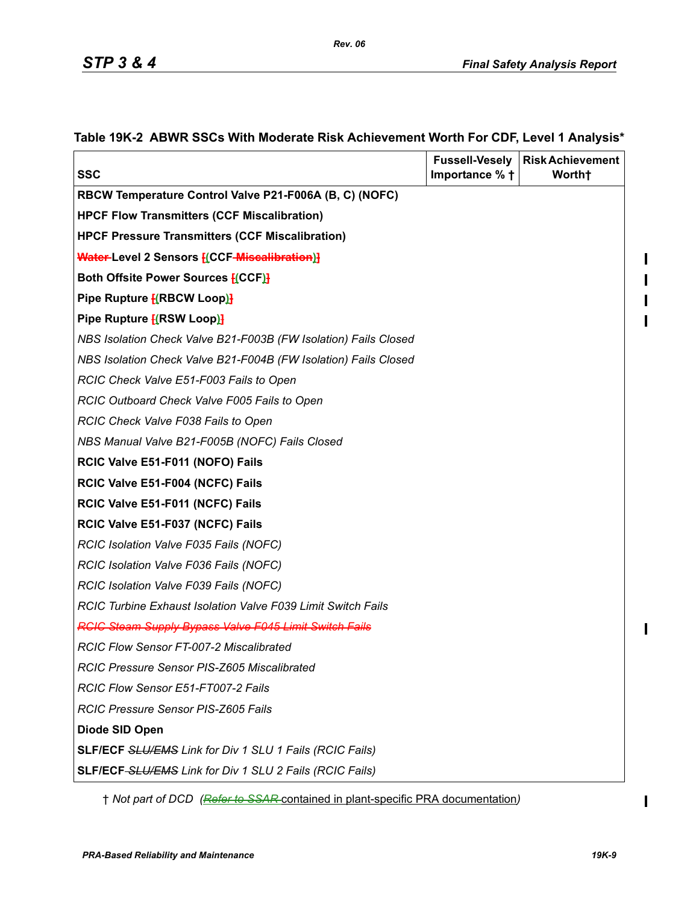## Table 19K-2 ABWR SSCs With Moderate Risk Achievement Worth For CDF, Level 1 Analysis*

| SSC | Fussell-Vesely Importance % † | Risk Achievement Worth† |
|---|---|---|
| **RBCW Temperature Control Valve P21-F006A (B, C) (NOFC)** | | |
| **HPCF Flow Transmitters (CCF Miscalibration)** | | |
| **HPCF Pressure Transmitters (CCF Miscalibration)** | | |
| **~~Water~~ Level 2 Sensors ~~[~~(CCF ~~Miscalibration~~)~~]~~** | | |
| **Both Offsite Power Sources ~~[~~(CCF)~~]~~** | | |
| **Pipe Rupture ~~[~~(RBCW Loop)~~]~~** | | |
| **Pipe Rupture ~~[~~(RSW Loop)~~]~~** | | |
| *NBS Isolation Check Valve B21-F003B (FW Isolation) Fails Closed* | | |
| *NBS Isolation Check Valve B21-F004B (FW Isolation) Fails Closed* | | |
| *RCIC Check Valve E51-F003 Fails to Open* | | |
| *RCIC Outboard Check Valve F005 Fails to Open* | | |
| *RCIC Check Valve F038 Fails to Open* | | |
| *NBS Manual Valve B21-F005B (NOFC) Fails Closed* | | |
| **RCIC Valve E51-F011 (NOFO) Fails** | | |
| **RCIC Valve E51-F004 (NCFC) Fails** | | |
| **RCIC Valve E51-F011 (NCFC) Fails** | | |
| **RCIC Valve E51-F037 (NCFC) Fails** | | |
| *RCIC Isolation Valve F035 Fails (NOFC)* | | |
| *RCIC Isolation Valve F036 Fails (NOFC)* | | |
| *RCIC Isolation Valve F039 Fails (NOFC)* | | |
| *RCIC Turbine Exhaust Isolation Valve F039 Limit Switch Fails* | | |
| *~~RCIC Steam Supply Bypass Valve F045 Limit Switch Fails~~* | | |
| *RCIC Flow Sensor FT-007-2 Miscalibrated* | | |
| *RCIC Pressure Sensor PIS-Z605 Miscalibrated* | | |
| *RCIC Flow Sensor E51-FT007-2 Fails* | | |
| *RCIC Pressure Sensor PIS-Z605 Fails* | | |
| **Diode SID Open** | | |
| **SLF/ECF** *~~SLU/EMS~~ Link for Div 1 SLU 1 Fails (RCIC Fails)* | | |
| **SLF/ECF** *~~SLU/EMS~~ Link for Div 1 SLU 2 Fails (RCIC Fails)* | | |

† *Not part of DCD (~~Refer to SSAR~~ contained in plant-specific PRA documentation)*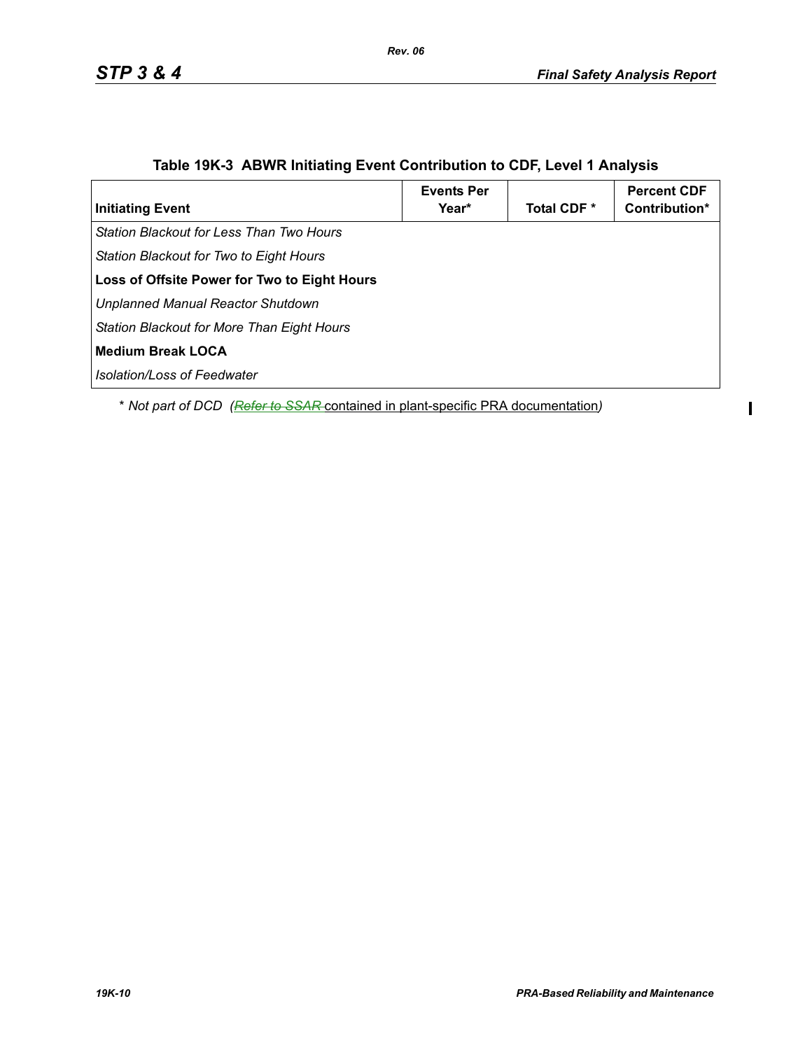### Table 19K-3 ABWR Initiating Event Contribution to CDF, Level 1 Analysis

| Initiating Event | Events Per Year* | Total CDF * | Percent CDF Contribution* |
|---|---|---|---|
| *Station Blackout for Less Than Two Hours* | | | |
| *Station Blackout for Two to Eight Hours* | | | |
| **Loss of Offsite Power for Two to Eight Hours** | | | |
| *Unplanned Manual Reactor Shutdown* | | | |
| *Station Blackout for More Than Eight Hours* | | | |
| **Medium Break LOCA** | | | |
| *Isolation/Loss of Feedwater* | | | |

\* *Not part of DCD (~~Refer to SSAR~~ contained in plant-specific PRA documentation)*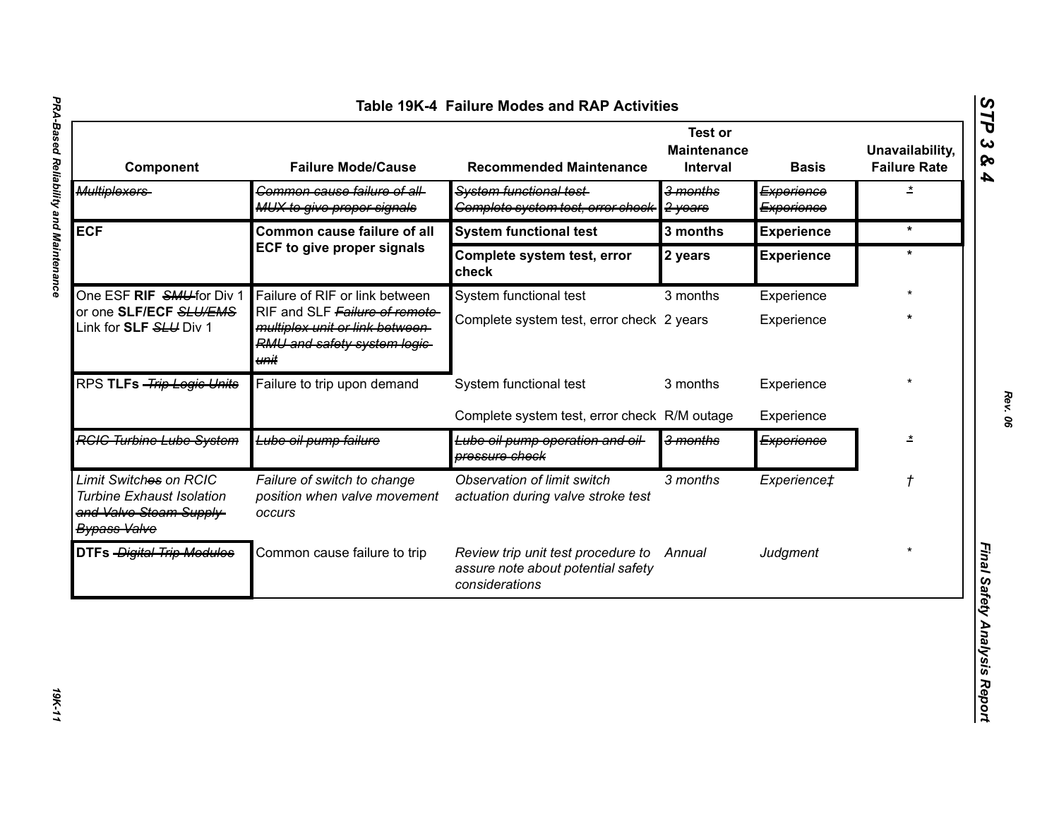## Table 19K-4 Failure Modes and RAP Activities

| Component | Failure Mode/Cause | Recommended Maintenance | Test or Maintenance Interval | Basis | Unavailability, Failure Rate |
|---|---|---|---|---|---|
| ~~Multiplexers~~ | ~~Common cause failure of all MUX to give proper signals~~ | ~~System functional test~~ | ~~3 months~~ | ~~Experience~~ | * |
| | | ~~Complete system test, error check~~ | ~~2 years~~ | ~~Experience~~ | |
| **ECF** | **Common cause failure of all ECF to give proper signals** | **System functional test** | **3 months** | **Experience** | * |
| | | **Complete system test, error check** | **2 years** | **Experience** | * |
| One ESF **RIF** ~~SMU~~ for Div 1 or one **SLF/ECF** ~~SLU/EMS~~ Link for **SLF** ~~SLU~~ Div 1 | Failure of RIF or link between RIF and SLF ~~Failure of remote multiplex unit or link between RMU and safety system logic unit~~ | System functional test | 3 months | Experience | * |
| | | Complete system test, error check | 2 years | Experience | * |
| RPS **TLFs** ~~Trip Logic Units~~ | Failure to trip upon demand | System functional test | 3 months | Experience | * |
| | | Complete system test, error check | R/M outage | Experience | |
| ~~RCIC Turbine Lube System~~ | ~~Lube oil pump failure~~ | ~~Lube oil pump operation and oil pressure check~~ | ~~3 months~~ | ~~Experience~~ | * |
| *Limit Switch~~es~~ on RCIC Turbine Exhaust Isolation ~~and Valve Steam Supply Bypass Valve~~* | *Failure of switch to change position when valve movement occurs* | *Observation of limit switch actuation during valve stroke test* | *3 months* | *Experience‡* | † |
| **DTFs** ~~Digital Trip Modules~~ | Common cause failure to trip | *Review trip unit test procedure to assure note about potential safety considerations* | *Annual* | *Judgment* | * |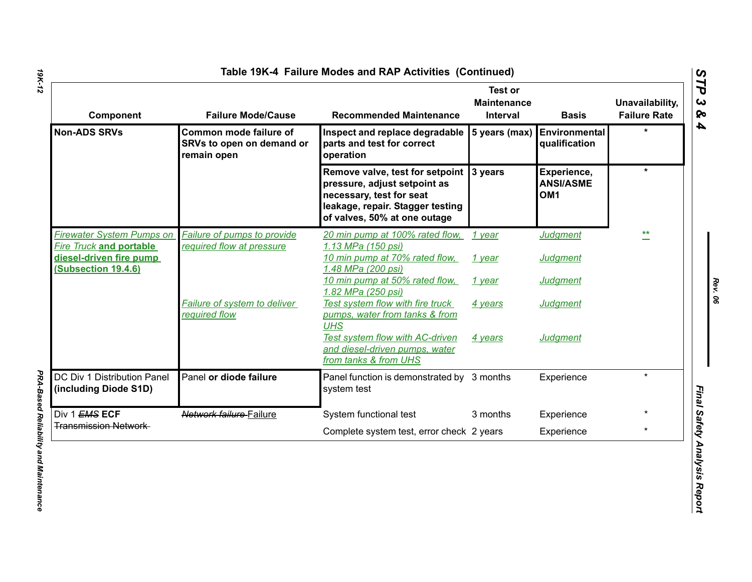### Table 19K-4 Failure Modes and RAP Activities (Continued)

| Component | Failure Mode/Cause | Recommended Maintenance | Test or Maintenance Interval | Basis | Unavailability, Failure Rate |
|---|---|---|---|---|---|
| **Non-ADS SRVs** | **Common mode failure of SRVs to open on demand or remain open** | **Inspect and replace degradable parts and test for correct operation** | **5 years (max)** | **Environmental qualification** | * |
| | | **Remove valve, test for setpoint pressure, adjust setpoint as necessary, test for seat leakage, repair. Stagger testing of valves, 50% at one outage** | **3 years** | **Experience, ANSI/ASME OM1** | * |
| Firewater System Pumps on Fire Truck **and portable diesel-driven fire pump (Subsection 19.4.6)** | Failure of pumps to provide required flow at pressure | 20 min pump at 100% rated flow, 1.13 MPa (150 psi) | 1 year | Judgment | ** |
| | | 10 min pump at 70% rated flow, 1.48 MPa (200 psi) | 1 year | Judgment | |
| | | 10 min pump at 50% rated flow, 1.82 MPa (250 psi) | 1 year | Judgment | |
| | Failure of system to deliver required flow | Test system flow with fire truck pumps, water from tanks & from UHS | 4 years | Judgment | |
| | | Test system flow with AC-driven and diesel-driven pumps, water from tanks & from UHS | 4 years | Judgment | |
| DC Div 1 Distribution Panel **(including Diode S1D)** | Panel **or diode failure** | Panel function is demonstrated by system test | 3 months | Experience | * |
| Div 1 ~~*EMS*~~ **ECF** ~~Transmission Network~~ | ~~*Network failure*~~ Failure | System functional test | 3 months | Experience | * |
| | | Complete system test, error check | 2 years | Experience | * |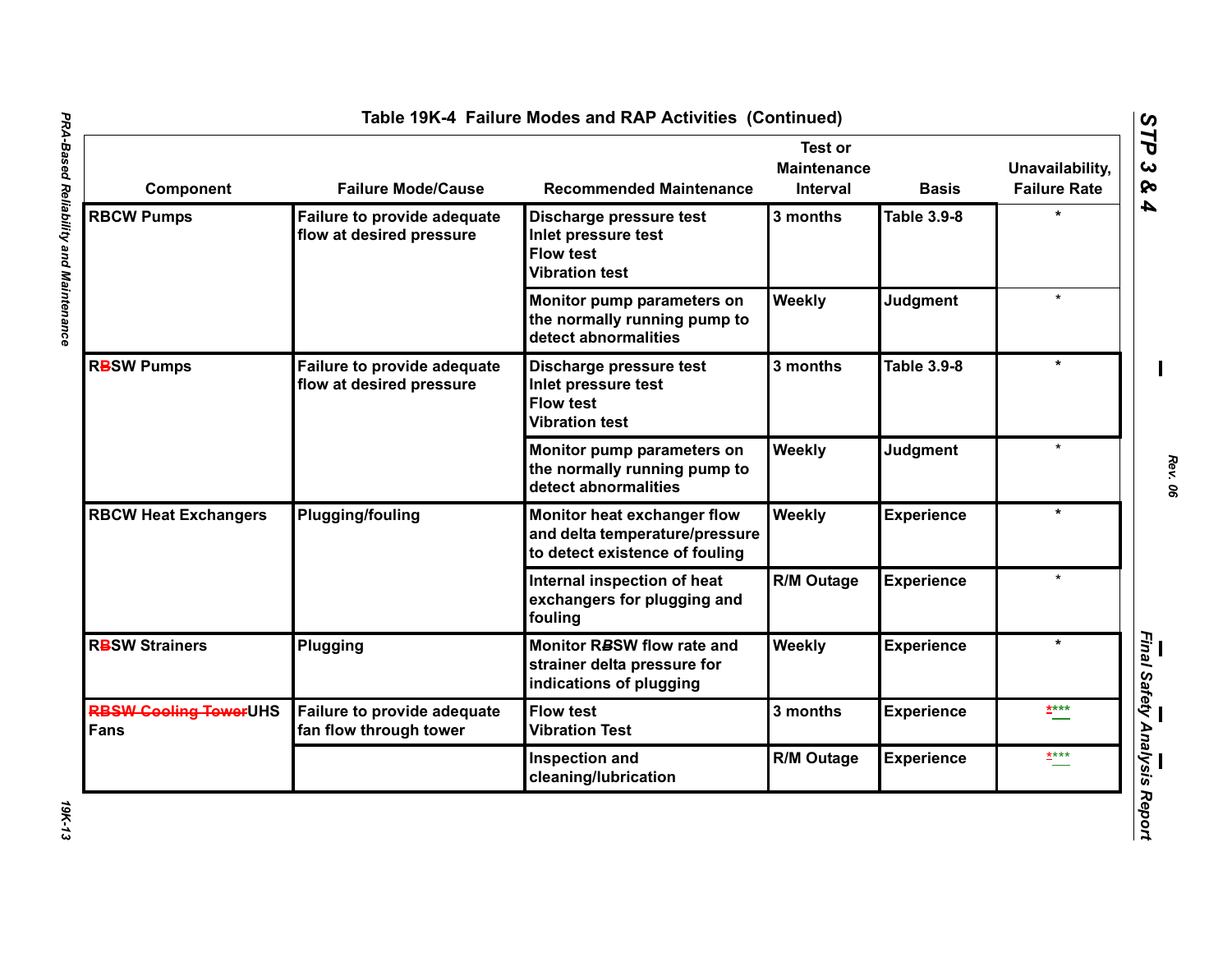## Table 19K-4 Failure Modes and RAP Activities (Continued)

| Component | Failure Mode/Cause | Recommended Maintenance | Test or Maintenance Interval | Basis | Unavailability, Failure Rate |
|---|---|---|---|---|---|
| RBCW Pumps | Failure to provide adequate flow at desired pressure | Discharge pressure test<br>Inlet pressure test<br>Flow test<br>Vibration test | 3 months | Table 3.9-8 | * |
| | | Monitor pump parameters on the normally running pump to detect abnormalities | Weekly | Judgment | * |
| RBSW Pumps | Failure to provide adequate flow at desired pressure | Discharge pressure test<br>Inlet pressure test<br>Flow test<br>Vibration test | 3 months | Table 3.9-8 | * |
| | | Monitor pump parameters on the normally running pump to detect abnormalities | Weekly | Judgment | * |
| RBCW Heat Exchangers | Plugging/fouling | Monitor heat exchanger flow and delta temperature/pressure to detect existence of fouling | Weekly | Experience | * |
| | | Internal inspection of heat exchangers for plugging and fouling | R/M Outage | Experience | * |
| RBSW Strainers | Plugging | Monitor RBSW flow rate and strainer delta pressure for indications of plugging | Weekly | Experience | * |
| ~~RBSW Cooling Tower~~UHS Fans | Failure to provide adequate fan flow through tower | Flow test<br>Vibration Test | 3 months | Experience | ~~*~~*** |
| | | Inspection and cleaning/lubrication | R/M Outage | Experience | ~~*~~*** |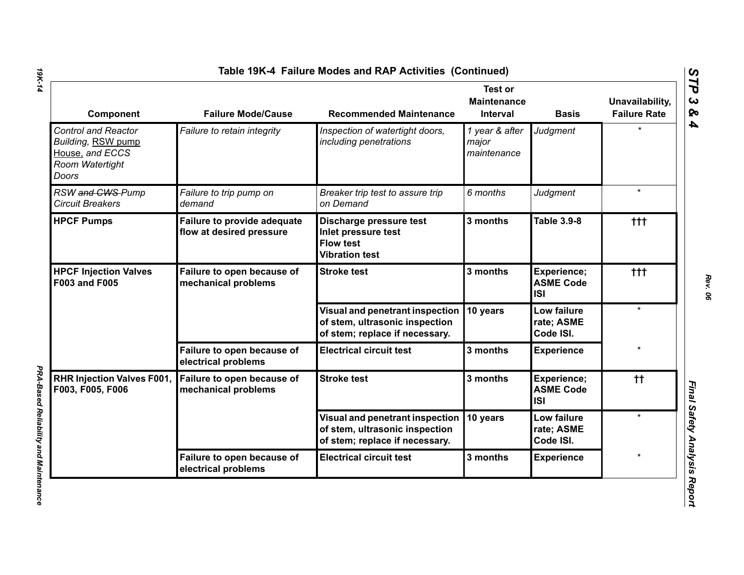## Table 19K-4 Failure Modes and RAP Activities (Continued)

| Component | Failure Mode/Cause | Recommended Maintenance | Test or Maintenance Interval | Basis | Unavailability, Failure Rate |
|---|---|---|---|---|---|
| *Control and Reactor Building, RSW pump House, and ECCS Room Watertight Doors* | *Failure to retain integrity* | *Inspection of watertight doors, including penetrations* | *1 year & after major maintenance* | *Judgment* | * |
| *RSW ~~and CWS~~ Pump Circuit Breakers* | *Failure to trip pump on demand* | *Breaker trip test to assure trip on Demand* | *6 months* | *Judgment* | * |
| **HPCF Pumps** | **Failure to provide adequate flow at desired pressure** | **Discharge pressure test Inlet pressure test Flow test Vibration test** | **3 months** | **Table 3.9-8** | ††† |
| **HPCF Injection Valves F003 and F005** | **Failure to open because of mechanical problems** | **Stroke test** | **3 months** | **Experience; ASME Code ISI** | ††† |
| | | **Visual and penetrant inspection of stem, ultrasonic inspection of stem; replace if necessary.** | **10 years** | **Low failure rate; ASME Code ISI.** | * |
| | **Failure to open because of electrical problems** | **Electrical circuit test** | **3 months** | **Experience** | * |
| **RHR Injection Valves F001, F003, F005, F006** | **Failure to open because of mechanical problems** | **Stroke test** | **3 months** | **Experience; ASME Code ISI** | †† |
| | | **Visual and penetrant inspection of stem, ultrasonic inspection of stem; replace if necessary.** | **10 years** | **Low failure rate; ASME Code ISI.** | * |
| | **Failure to open because of electrical problems** | **Electrical circuit test** | **3 months** | **Experience** | * |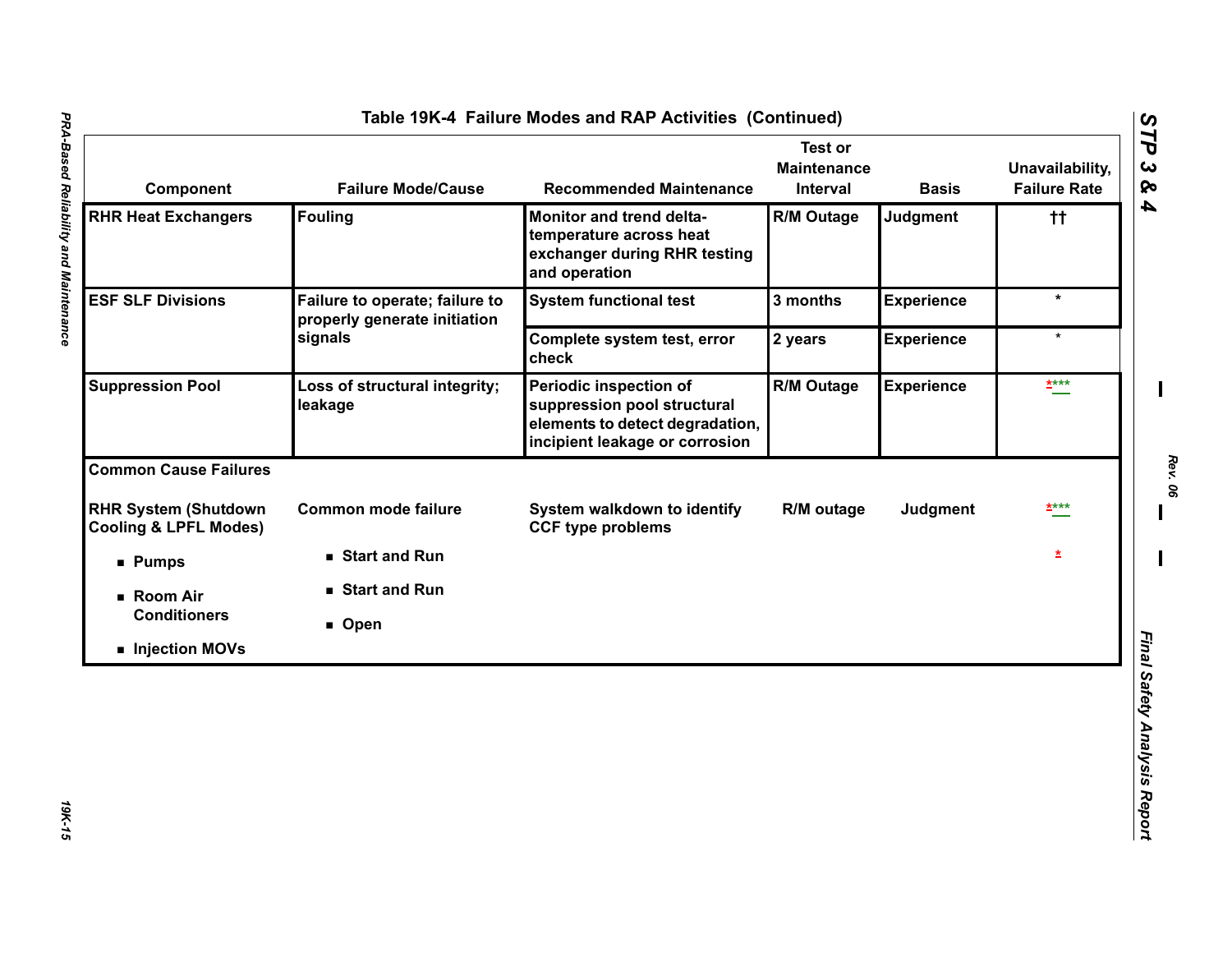## Table 19K-4 Failure Modes and RAP Activities (Continued)

| Component | Failure Mode/Cause | Recommended Maintenance | Test or Maintenance Interval | Basis | Unavailability, Failure Rate |
|---|---|---|---|---|---|
| RHR Heat Exchangers | Fouling | Monitor and trend delta-temperature across heat exchanger during RHR testing and operation | R/M Outage | Judgment | †† |
| ESF SLF Divisions | Failure to operate; failure to properly generate initiation signals | System functional test | 3 months | Experience | * |
| | | Complete system test, error check | 2 years | Experience | * |
| Suppression Pool | Loss of structural integrity; leakage | Periodic inspection of suppression pool structural elements to detect degradation, incipient leakage or corrosion | R/M Outage | Experience | **** |
| **Common Cause Failures** | | | | | |
| RHR System (Shutdown Cooling & LPFL Modes) | Common mode failure | System walkdown to identify CCF type problems | R/M outage | Judgment | **** |
| ■ Pumps | ■ Start and Run | | | | * |
| ■ Room Air Conditioners | ■ Start and Run | | | | |
| ■ Injection MOVs | ■ Open | | | | |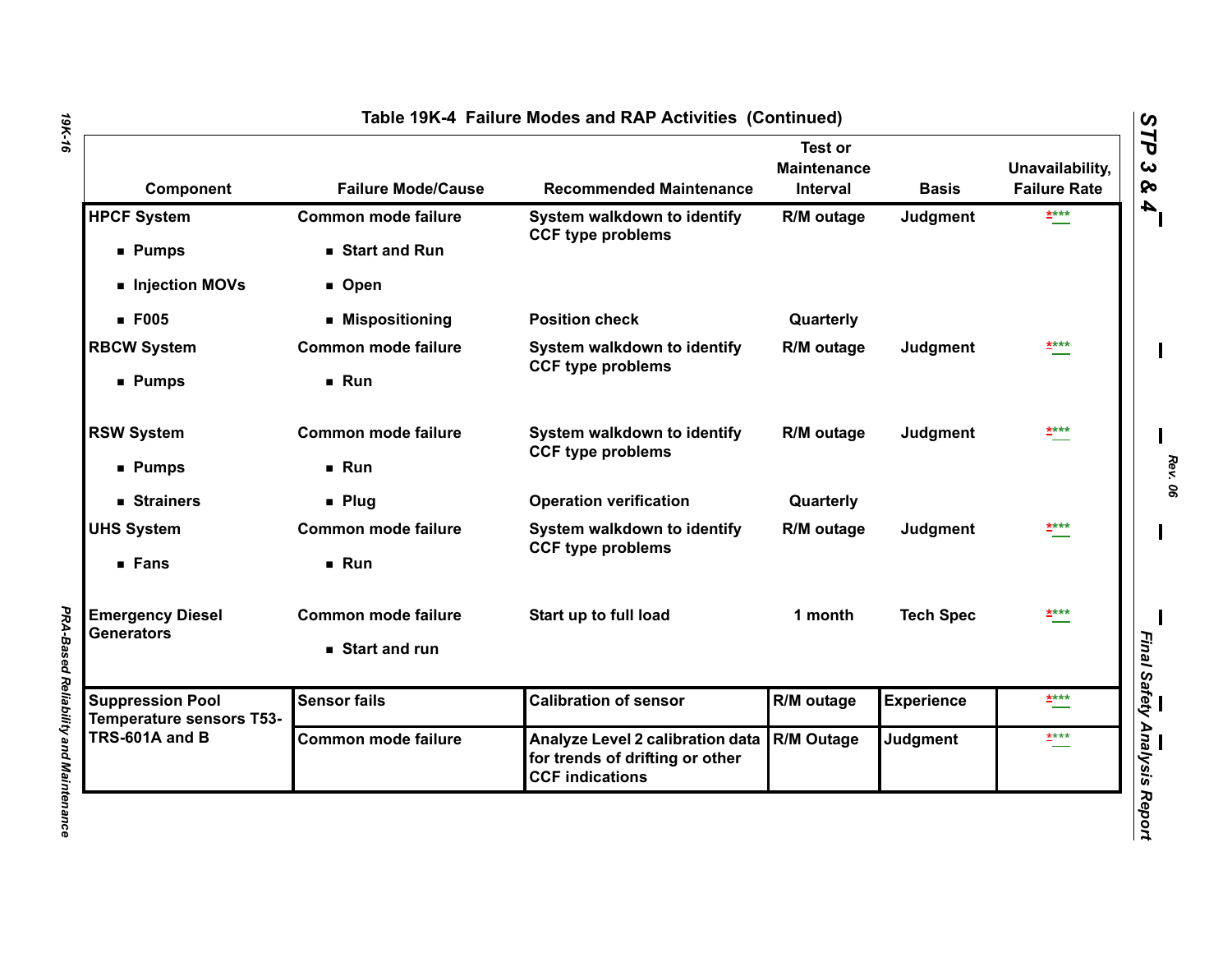## Table 19K-4 Failure Modes and RAP Activities (Continued)

| Component | Failure Mode/Cause | Recommended Maintenance | Test or Maintenance Interval | Basis | Unavailability, Failure Rate |
|---|---|---|---|---|---|
| HPCF System | Common mode failure | System walkdown to identify CCF type problems | R/M outage | Judgment | **** |
| ■ Pumps | ■ Start and Run | | | | |
| ■ Injection MOVs | ■ Open | | | | |
| ■ F005 | ■ Mispositioning | Position check | Quarterly | | |
| RBCW System | Common mode failure | System walkdown to identify CCF type problems | R/M outage | Judgment | **** |
| ■ Pumps | ■ Run | | | | |
| RSW System | Common mode failure | System walkdown to identify CCF type problems | R/M outage | Judgment | **** |
| ■ Pumps | ■ Run | | | | |
| ■ Strainers | ■ Plug | Operation verification | Quarterly | | |
| UHS System | Common mode failure | System walkdown to identify CCF type problems | R/M outage | Judgment | **** |
| ■ Fans | ■ Run | | | | |
| Emergency Diesel Generators | Common mode failure | Start up to full load | 1 month | Tech Spec | **** |
| | ■ Start and run | | | | |
| Suppression Pool Temperature sensors T53-TRS-601A and B | Sensor fails | Calibration of sensor | R/M outage | Experience | **** |
| | Common mode failure | Analyze Level 2 calibration data for trends of drifting or other CCF indications | R/M Outage | Judgment | **** |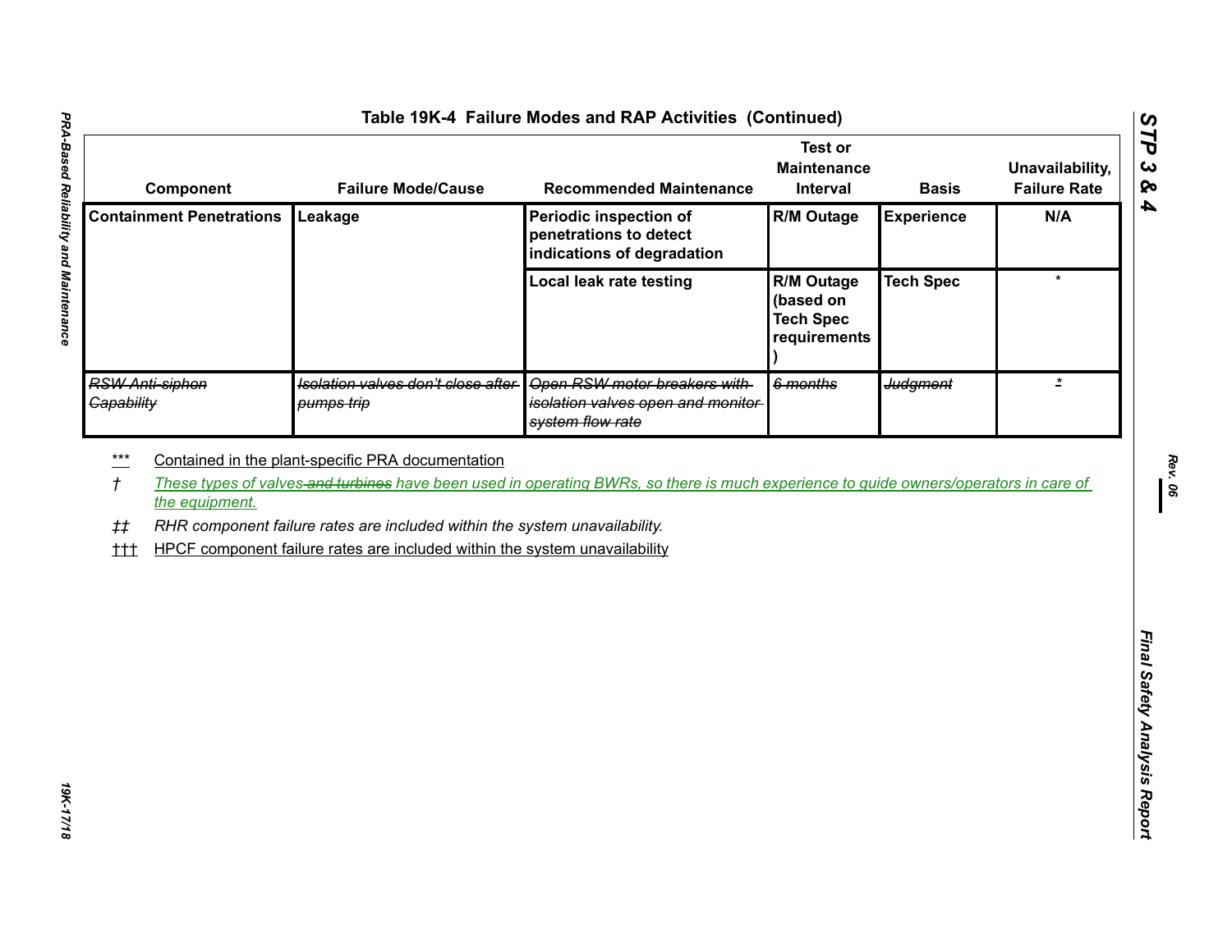## Table 19K-4 Failure Modes and RAP Activities (Continued)

| Component | Failure Mode/Cause | Recommended Maintenance | Test or Maintenance Interval | Basis | Unavailability, Failure Rate |
|---|---|---|---|---|---|
| **Containment Penetrations** | **Leakage** | **Periodic inspection of penetrations to detect indications of degradation** | **R/M Outage** | **Experience** | **N/A** |
| | | **Local leak rate testing** | **R/M Outage (based on Tech Spec requirements )** | **Tech Spec** | * |
| ~~RSW Anti-siphon Capability~~ | ~~Isolation valves don't close after pumps trip~~ | ~~Open RSW motor breakers with isolation valves open and monitor system flow rate~~ | ~~6 months~~ | ~~Judgment~~ | ~~*~~ |

\*\*\* Contained in the plant-specific PRA documentation

† *These types of valves ~~and turbines~~ have been used in operating BWRs, so there is much experience to guide owners/operators in care of the equipment.*

‡‡ *RHR component failure rates are included within the system unavailability.*

††† HPCF component failure rates are included within the system unavailability